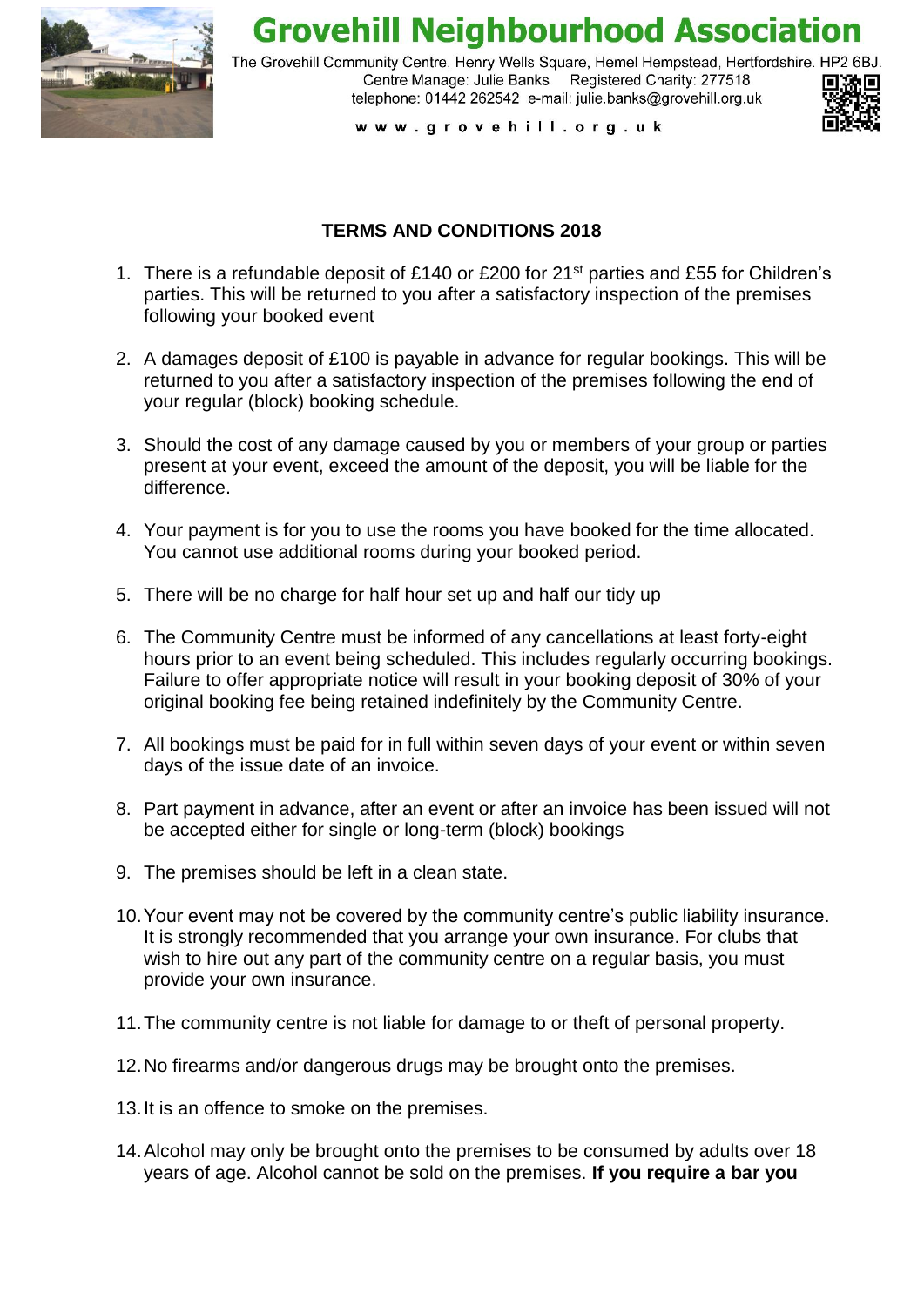# Grovehill Neighbourhood Association

The Grovehill Community Centre, Henry Wells Square, Hemel Hempstead, Hertfordshire. HP2 6BJ.
Centre Manage: Julie Banks Registered Charity: 277518
telephone: 01442 262542 e-mail: julie.banks@grovehill.org.uk

w w w . g r o v e h i l l . o r g . u k

## TERMS AND CONDITIONS 2018

1. There is a refundable deposit of £140 or £200 for 21st parties and £55 for Children's parties. This will be returned to you after a satisfactory inspection of the premises following your booked event
2. A damages deposit of £100 is payable in advance for regular bookings. This will be returned to you after a satisfactory inspection of the premises following the end of your regular (block) booking schedule.
3. Should the cost of any damage caused by you or members of your group or parties present at your event, exceed the amount of the deposit, you will be liable for the difference.
4. Your payment is for you to use the rooms you have booked for the time allocated. You cannot use additional rooms during your booked period.
5. There will be no charge for half hour set up and half our tidy up
6. The Community Centre must be informed of any cancellations at least forty-eight hours prior to an event being scheduled. This includes regularly occurring bookings. Failure to offer appropriate notice will result in your booking deposit of 30% of your original booking fee being retained indefinitely by the Community Centre.
7. All bookings must be paid for in full within seven days of your event or within seven days of the issue date of an invoice.
8. Part payment in advance, after an event or after an invoice has been issued will not be accepted either for single or long-term (block) bookings
9. The premises should be left in a clean state.
10. Your event may not be covered by the community centre's public liability insurance. It is strongly recommended that you arrange your own insurance. For clubs that wish to hire out any part of the community centre on a regular basis, you must provide your own insurance.
11. The community centre is not liable for damage to or theft of personal property.
12. No firearms and/or dangerous drugs may be brought onto the premises.
13. It is an offence to smoke on the premises.
14. Alcohol may only be brought onto the premises to be consumed by adults over 18 years of age. Alcohol cannot be sold on the premises. **If you require a bar you**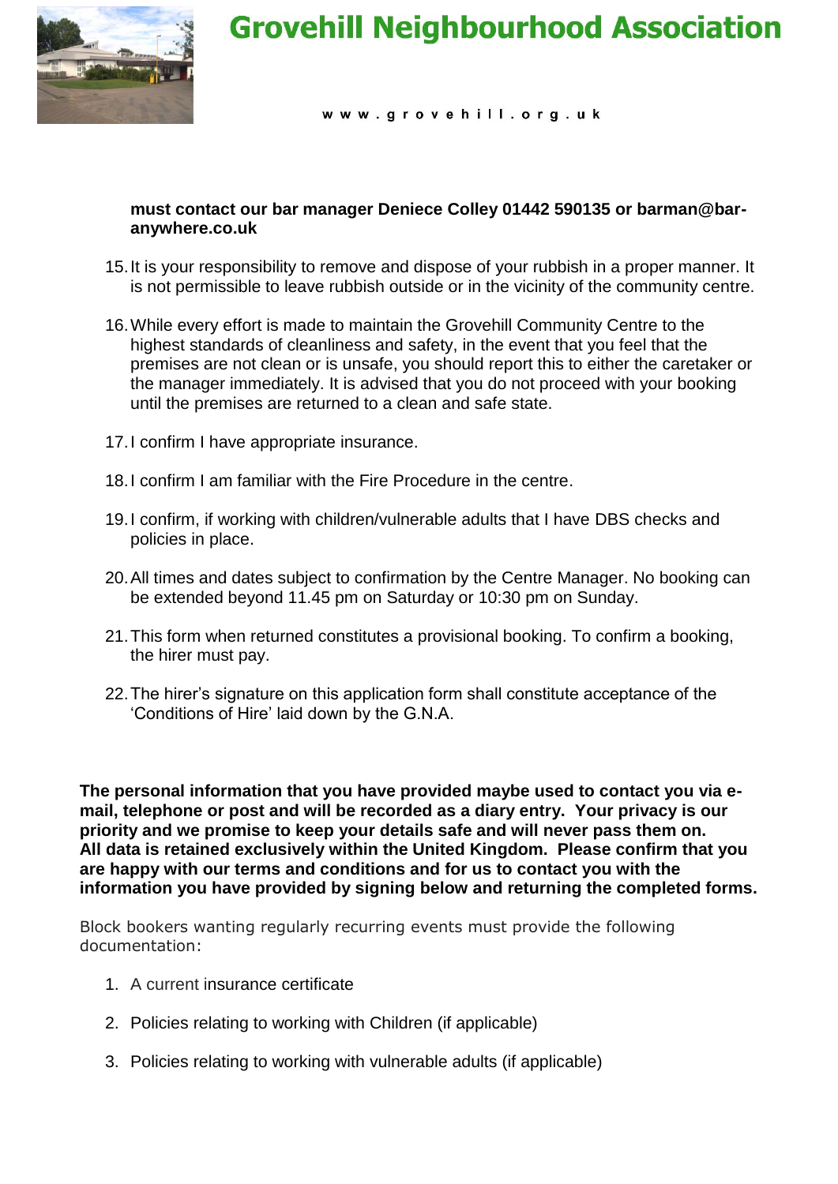**must contact our bar manager Deniece Colley 01442 590135 or barman@bar-anywhere.co.uk**

15. It is your responsibility to remove and dispose of your rubbish in a proper manner. It is not permissible to leave rubbish outside or in the vicinity of the community centre.

16. While every effort is made to maintain the Grovehill Community Centre to the highest standards of cleanliness and safety, in the event that you feel that the premises are not clean or is unsafe, you should report this to either the caretaker or the manager immediately. It is advised that you do not proceed with your booking until the premises are returned to a clean and safe state.

17. I confirm I have appropriate insurance.

18. I confirm I am familiar with the Fire Procedure in the centre.

19. I confirm, if working with children/vulnerable adults that I have DBS checks and policies in place.

20. All times and dates subject to confirmation by the Centre Manager. No booking can be extended beyond 11.45 pm on Saturday or 10:30 pm on Sunday.

21. This form when returned constitutes a provisional booking. To confirm a booking, the hirer must pay.

22. The hirer's signature on this application form shall constitute acceptance of the 'Conditions of Hire' laid down by the G.N.A.

**The personal information that you have provided maybe used to contact you via e-mail, telephone or post and will be recorded as a diary entry. Your privacy is our priority and we promise to keep your details safe and will never pass them on. All data is retained exclusively within the United Kingdom. Please confirm that you are happy with our terms and conditions and for us to contact you with the information you have provided by signing below and returning the completed forms.**

Block bookers wanting regularly recurring events must provide the following documentation:

1. A current insurance certificate
2. Policies relating to working with Children (if applicable)
3. Policies relating to working with vulnerable adults (if applicable)